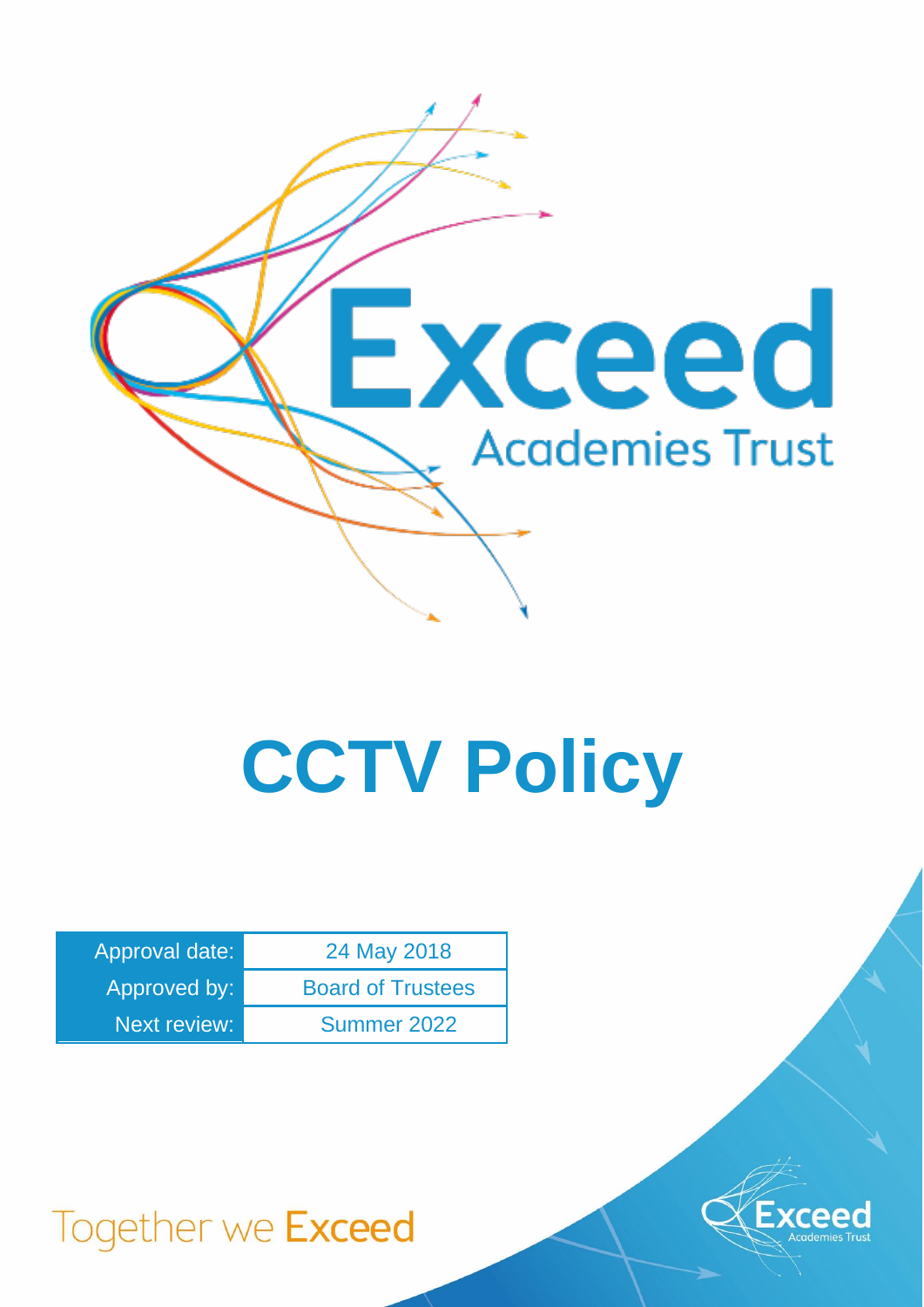Exceed

Academies Trust

# CCTV Policy

| Approval date: | 24 May 2018 |
| --- | --- |
| Approved by: | Board of Trustees |
| Next review: | Summer 2022 |

Together we Exceed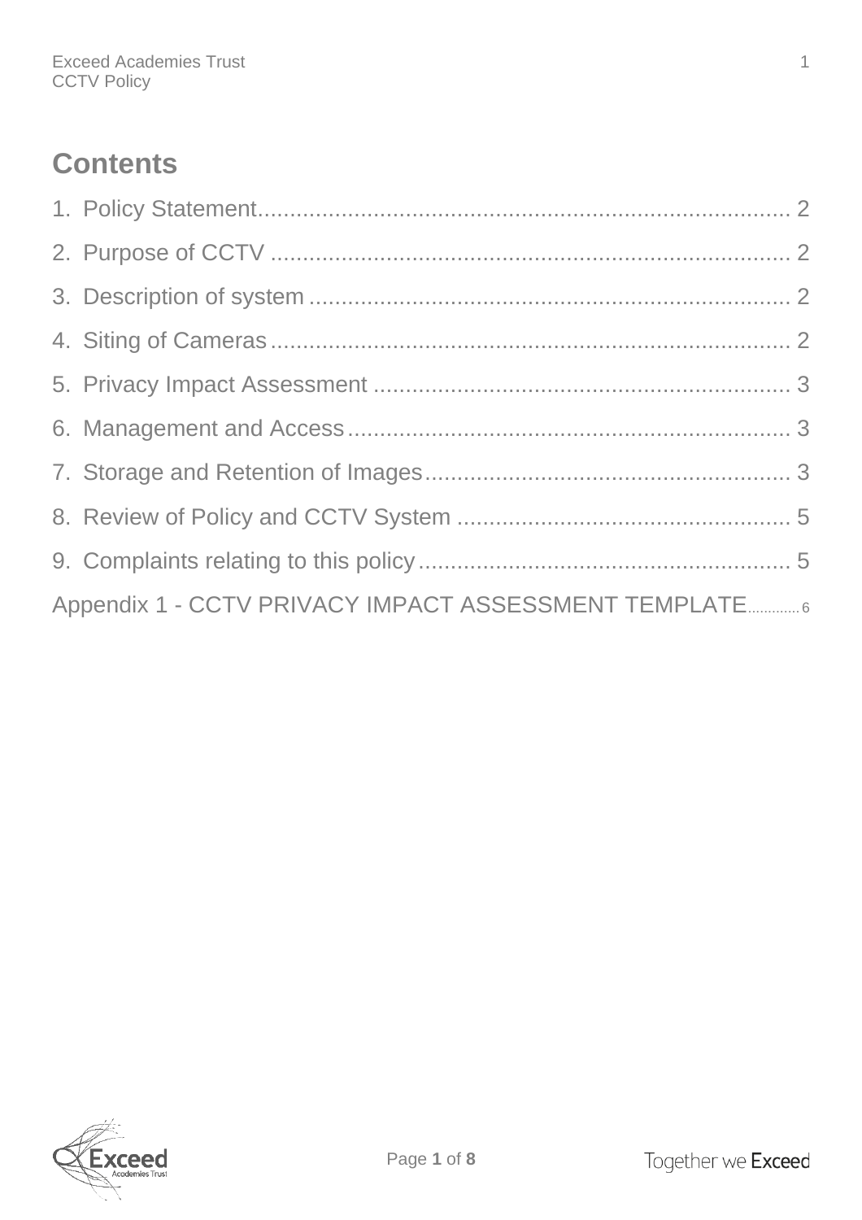# Contents

1. Policy Statement ........................................................................ 2
2. Purpose of CCTV ........................................................................ 2
3. Description of system ........................................................................ 2
4. Siting of Cameras ........................................................................ 2
5. Privacy Impact Assessment ........................................................................ 3
6. Management and Access ........................................................................ 3
7. Storage and Retention of Images ........................................................................ 3
8. Review of Policy and CCTV System ........................................................................ 5
9. Complaints relating to this policy ........................................................................ 5

Appendix 1 - CCTV PRIVACY IMPACT ASSESSMENT TEMPLATE ............ 6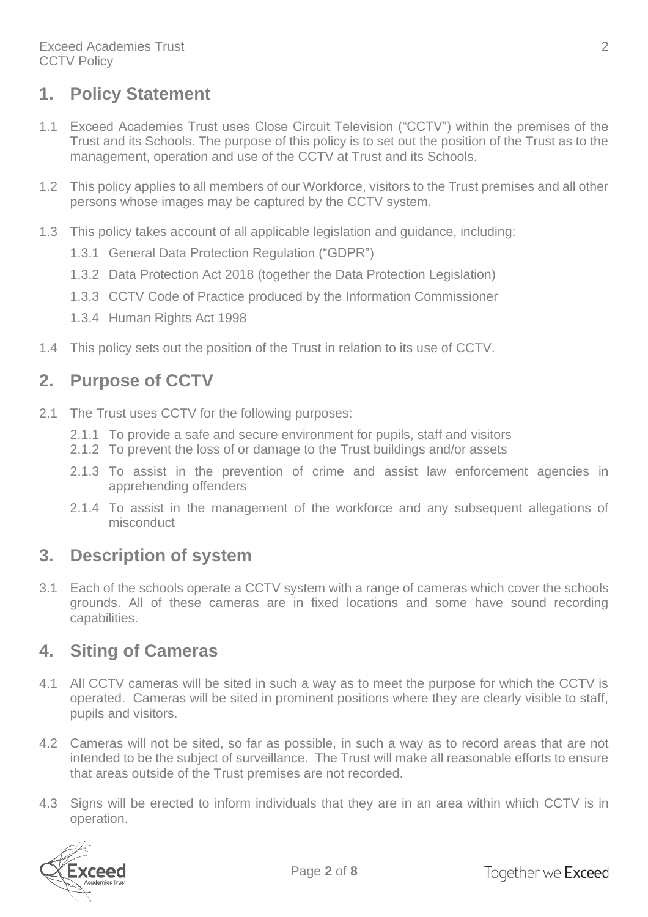## 1. Policy Statement

1.1 Exceed Academies Trust uses Close Circuit Television ("CCTV") within the premises of the Trust and its Schools. The purpose of this policy is to set out the position of the Trust as to the management, operation and use of the CCTV at Trust and its Schools.

1.2 This policy applies to all members of our Workforce, visitors to the Trust premises and all other persons whose images may be captured by the CCTV system.

1.3 This policy takes account of all applicable legislation and guidance, including:

1.3.1 General Data Protection Regulation ("GDPR")

1.3.2 Data Protection Act 2018 (together the Data Protection Legislation)

1.3.3 CCTV Code of Practice produced by the Information Commissioner

1.3.4 Human Rights Act 1998

1.4 This policy sets out the position of the Trust in relation to its use of CCTV.

## 2. Purpose of CCTV

2.1 The Trust uses CCTV for the following purposes:

2.1.1 To provide a safe and secure environment for pupils, staff and visitors

2.1.2 To prevent the loss of or damage to the Trust buildings and/or assets

2.1.3 To assist in the prevention of crime and assist law enforcement agencies in apprehending offenders

2.1.4 To assist in the management of the workforce and any subsequent allegations of misconduct

## 3. Description of system

3.1 Each of the schools operate a CCTV system with a range of cameras which cover the schools grounds. All of these cameras are in fixed locations and some have sound recording capabilities.

## 4. Siting of Cameras

4.1 All CCTV cameras will be sited in such a way as to meet the purpose for which the CCTV is operated. Cameras will be sited in prominent positions where they are clearly visible to staff, pupils and visitors.

4.2 Cameras will not be sited, so far as possible, in such a way as to record areas that are not intended to be the subject of surveillance. The Trust will make all reasonable efforts to ensure that areas outside of the Trust premises are not recorded.

4.3 Signs will be erected to inform individuals that they are in an area within which CCTV is in operation.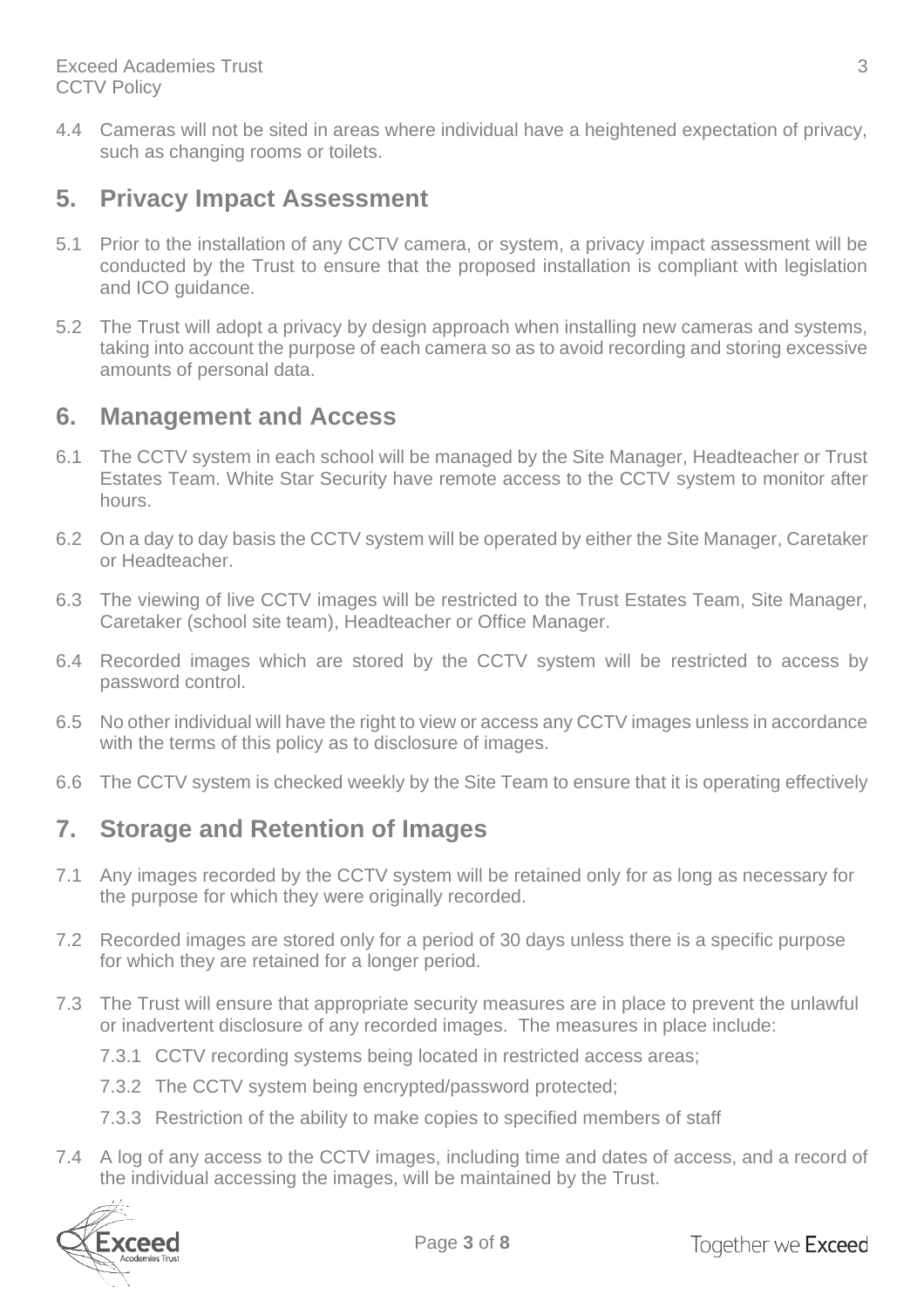4.4 Cameras will not be sited in areas where individual have a heightened expectation of privacy, such as changing rooms or toilets.

## 5. Privacy Impact Assessment

5.1 Prior to the installation of any CCTV camera, or system, a privacy impact assessment will be conducted by the Trust to ensure that the proposed installation is compliant with legislation and ICO guidance.

5.2 The Trust will adopt a privacy by design approach when installing new cameras and systems, taking into account the purpose of each camera so as to avoid recording and storing excessive amounts of personal data.

## 6. Management and Access

6.1 The CCTV system in each school will be managed by the Site Manager, Headteacher or Trust Estates Team. White Star Security have remote access to the CCTV system to monitor after hours.

6.2 On a day to day basis the CCTV system will be operated by either the Site Manager, Caretaker or Headteacher.

6.3 The viewing of live CCTV images will be restricted to the Trust Estates Team, Site Manager, Caretaker (school site team), Headteacher or Office Manager.

6.4 Recorded images which are stored by the CCTV system will be restricted to access by password control.

6.5 No other individual will have the right to view or access any CCTV images unless in accordance with the terms of this policy as to disclosure of images.

6.6 The CCTV system is checked weekly by the Site Team to ensure that it is operating effectively

## 7. Storage and Retention of Images

7.1 Any images recorded by the CCTV system will be retained only for as long as necessary for the purpose for which they were originally recorded.

7.2 Recorded images are stored only for a period of 30 days unless there is a specific purpose for which they are retained for a longer period.

7.3 The Trust will ensure that appropriate security measures are in place to prevent the unlawful or inadvertent disclosure of any recorded images. The measures in place include:

7.3.1 CCTV recording systems being located in restricted access areas;

7.3.2 The CCTV system being encrypted/password protected;

7.3.3 Restriction of the ability to make copies to specified members of staff

7.4 A log of any access to the CCTV images, including time and dates of access, and a record of the individual accessing the images, will be maintained by the Trust.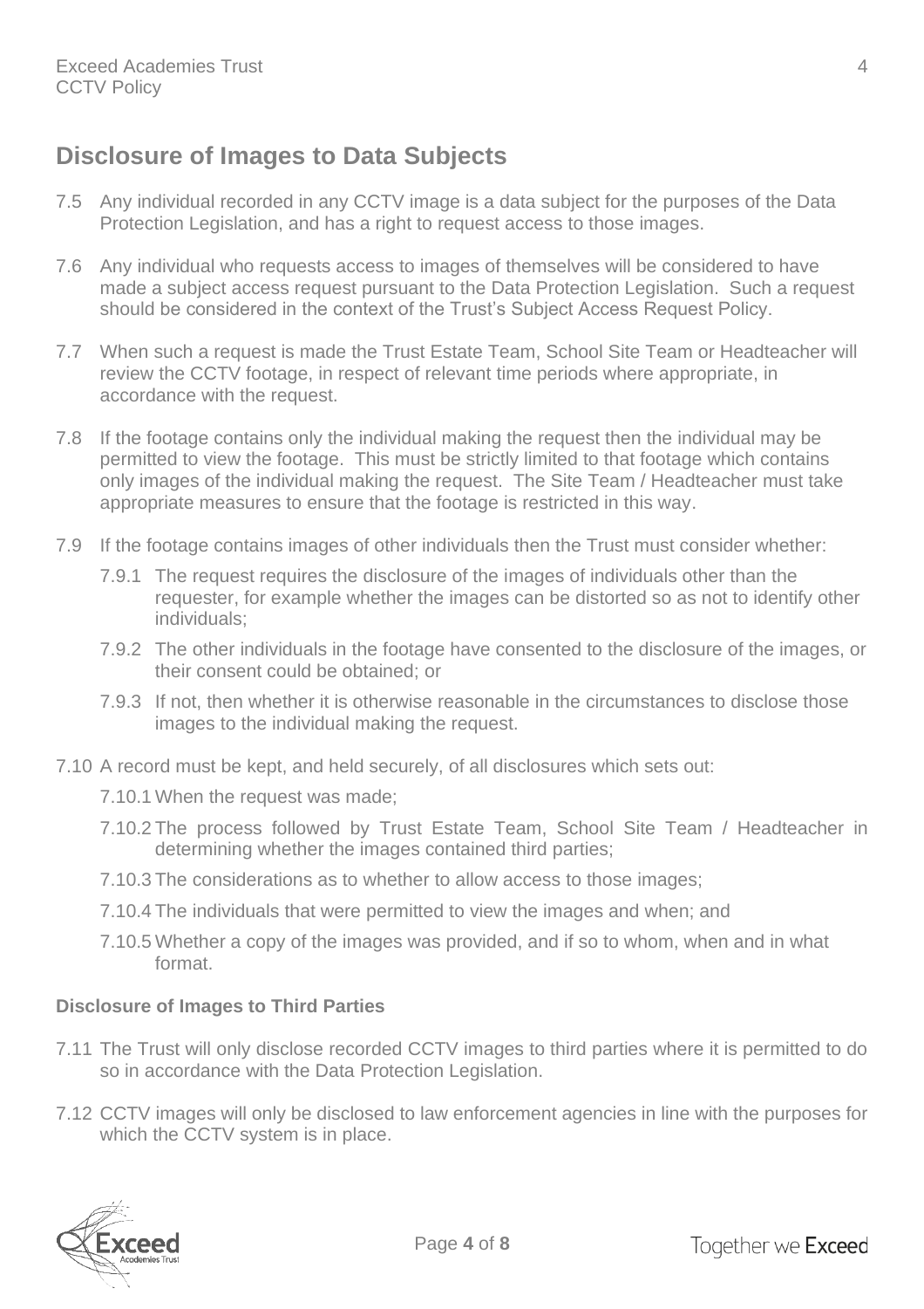## Disclosure of Images to Data Subjects

7.5 Any individual recorded in any CCTV image is a data subject for the purposes of the Data Protection Legislation, and has a right to request access to those images.

7.6 Any individual who requests access to images of themselves will be considered to have made a subject access request pursuant to the Data Protection Legislation. Such a request should be considered in the context of the Trust's Subject Access Request Policy.

7.7 When such a request is made the Trust Estate Team, School Site Team or Headteacher will review the CCTV footage, in respect of relevant time periods where appropriate, in accordance with the request.

7.8 If the footage contains only the individual making the request then the individual may be permitted to view the footage. This must be strictly limited to that footage which contains only images of the individual making the request. The Site Team / Headteacher must take appropriate measures to ensure that the footage is restricted in this way.

7.9 If the footage contains images of other individuals then the Trust must consider whether:

7.9.1 The request requires the disclosure of the images of individuals other than the requester, for example whether the images can be distorted so as not to identify other individuals;

7.9.2 The other individuals in the footage have consented to the disclosure of the images, or their consent could be obtained; or

7.9.3 If not, then whether it is otherwise reasonable in the circumstances to disclose those images to the individual making the request.

7.10 A record must be kept, and held securely, of all disclosures which sets out:

7.10.1 When the request was made;

7.10.2 The process followed by Trust Estate Team, School Site Team / Headteacher in determining whether the images contained third parties;

7.10.3 The considerations as to whether to allow access to those images;

7.10.4 The individuals that were permitted to view the images and when; and

7.10.5 Whether a copy of the images was provided, and if so to whom, when and in what format.

### Disclosure of Images to Third Parties

7.11 The Trust will only disclose recorded CCTV images to third parties where it is permitted to do so in accordance with the Data Protection Legislation.

7.12 CCTV images will only be disclosed to law enforcement agencies in line with the purposes for which the CCTV system is in place.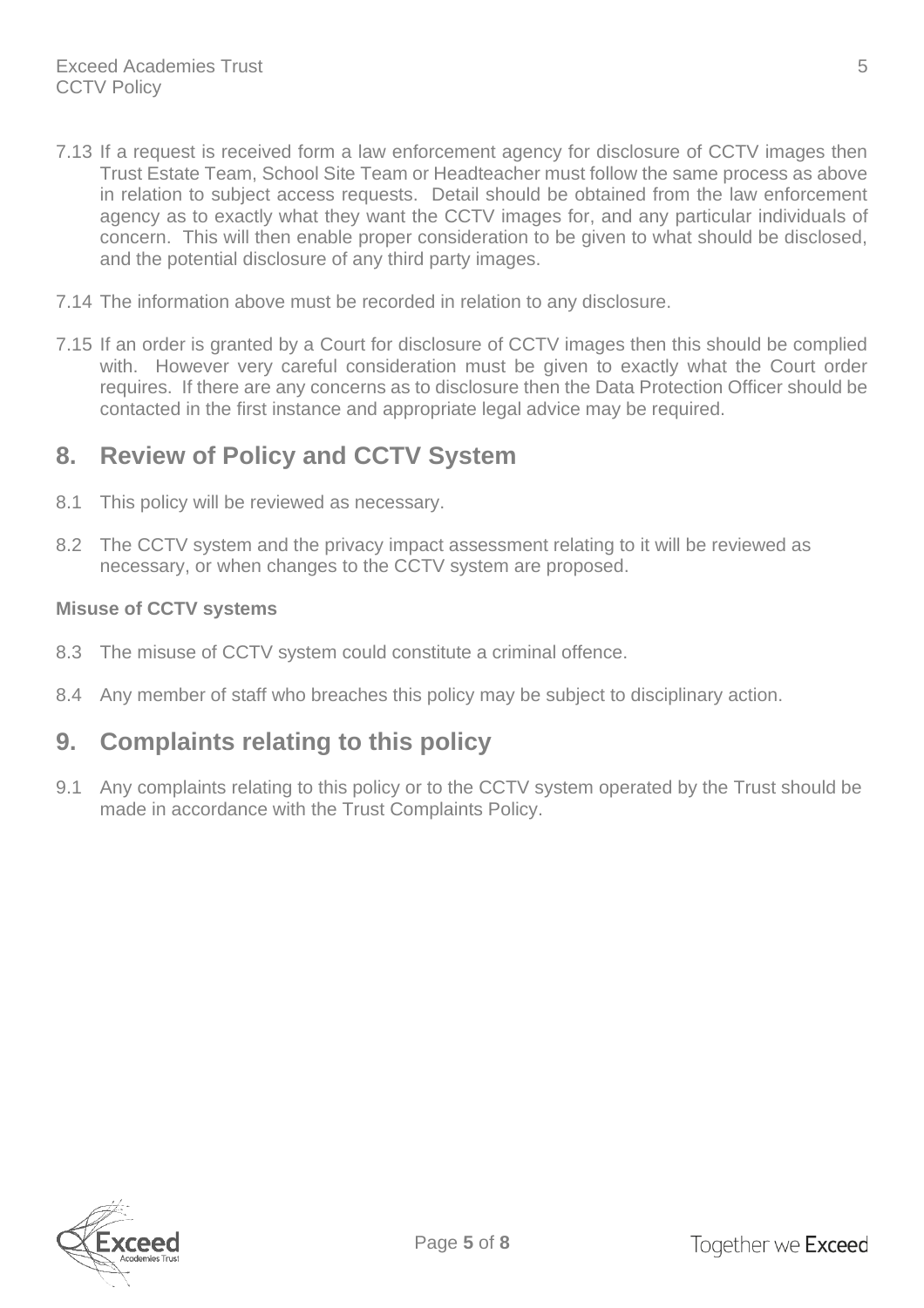7.13 If a request is received form a law enforcement agency for disclosure of CCTV images then Trust Estate Team, School Site Team or Headteacher must follow the same process as above in relation to subject access requests. Detail should be obtained from the law enforcement agency as to exactly what they want the CCTV images for, and any particular individuals of concern. This will then enable proper consideration to be given to what should be disclosed, and the potential disclosure of any third party images.

7.14 The information above must be recorded in relation to any disclosure.

7.15 If an order is granted by a Court for disclosure of CCTV images then this should be complied with. However very careful consideration must be given to exactly what the Court order requires. If there are any concerns as to disclosure then the Data Protection Officer should be contacted in the first instance and appropriate legal advice may be required.

## 8. Review of Policy and CCTV System

8.1 This policy will be reviewed as necessary.

8.2 The CCTV system and the privacy impact assessment relating to it will be reviewed as necessary, or when changes to the CCTV system are proposed.

**Misuse of CCTV systems**

8.3 The misuse of CCTV system could constitute a criminal offence.

8.4 Any member of staff who breaches this policy may be subject to disciplinary action.

## 9. Complaints relating to this policy

9.1 Any complaints relating to this policy or to the CCTV system operated by the Trust should be made in accordance with the Trust Complaints Policy.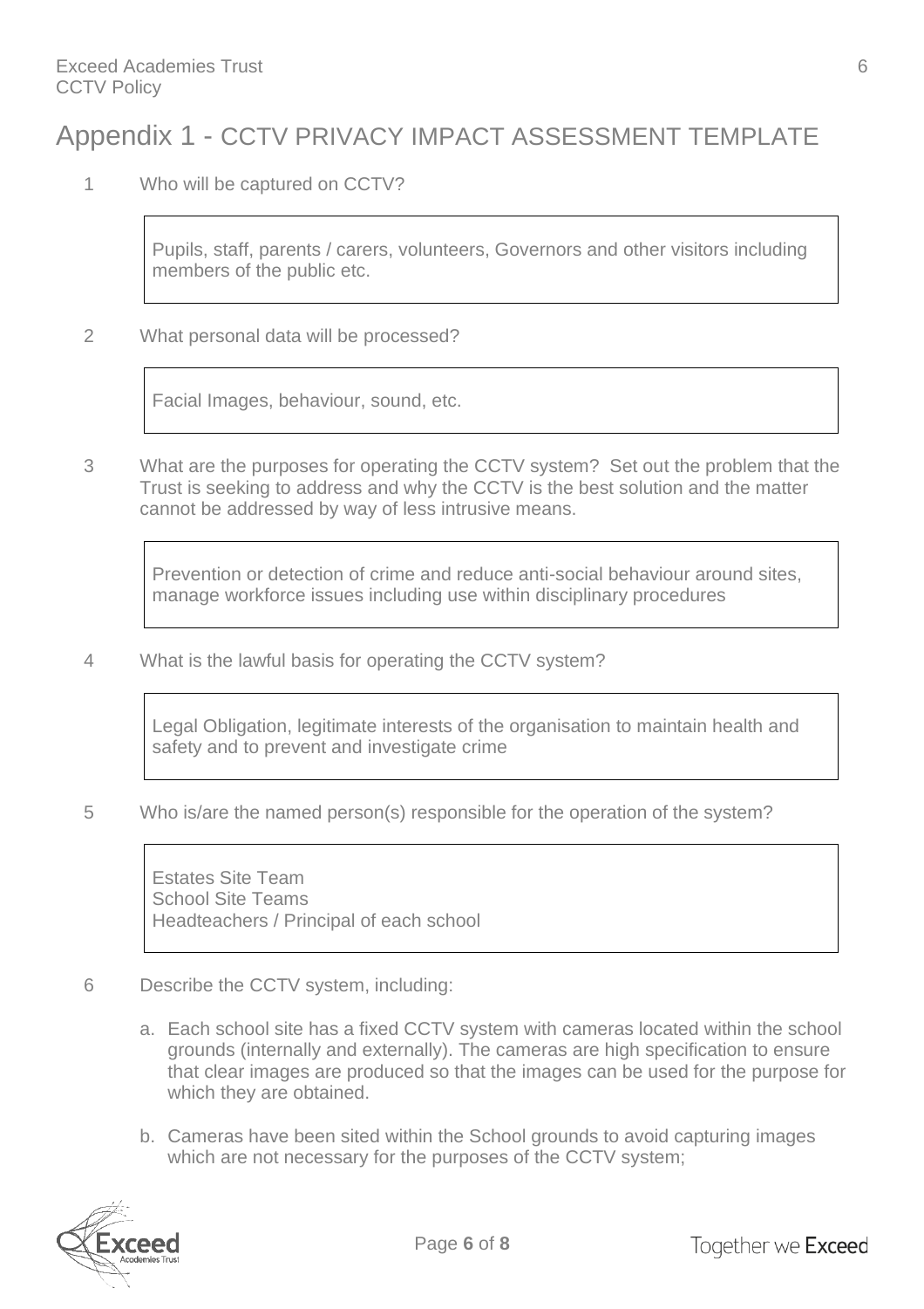# Appendix 1 - CCTV PRIVACY IMPACT ASSESSMENT TEMPLATE

1. Who will be captured on CCTV?

   > Pupils, staff, parents / carers, volunteers, Governors and other visitors including members of the public etc.

2. What personal data will be processed?

   > Facial Images, behaviour, sound, etc.

3. What are the purposes for operating the CCTV system? Set out the problem that the Trust is seeking to address and why the CCTV is the best solution and the matter cannot be addressed by way of less intrusive means.

   > Prevention or detection of crime and reduce anti-social behaviour around sites, manage workforce issues including use within disciplinary procedures

4. What is the lawful basis for operating the CCTV system?

   > Legal Obligation, legitimate interests of the organisation to maintain health and safety and to prevent and investigate crime

5. Who is/are the named person(s) responsible for the operation of the system?

   > Estates Site Team
   > School Site Teams
   > Headteachers / Principal of each school

6. Describe the CCTV system, including:

   a. Each school site has a fixed CCTV system with cameras located within the school grounds (internally and externally). The cameras are high specification to ensure that clear images are produced so that the images can be used for the purpose for which they are obtained.

   b. Cameras have been sited within the School grounds to avoid capturing images which are not necessary for the purposes of the CCTV system;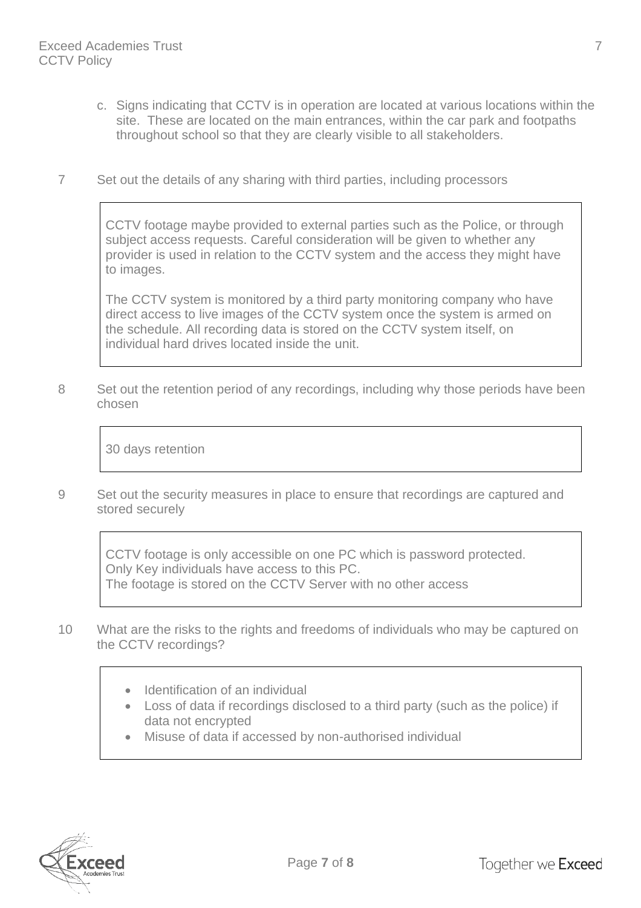c. Signs indicating that CCTV is in operation are located at various locations within the site. These are located on the main entrances, within the car park and footpaths throughout school so that they are clearly visible to all stakeholders.

7 Set out the details of any sharing with third parties, including processors

> CCTV footage maybe provided to external parties such as the Police, or through subject access requests. Careful consideration will be given to whether any provider is used in relation to the CCTV system and the access they might have to images.
>
> The CCTV system is monitored by a third party monitoring company who have direct access to live images of the CCTV system once the system is armed on the schedule. All recording data is stored on the CCTV system itself, on individual hard drives located inside the unit.

8 Set out the retention period of any recordings, including why those periods have been chosen

> 30 days retention

9 Set out the security measures in place to ensure that recordings are captured and stored securely

> CCTV footage is only accessible on one PC which is password protected.
> Only Key individuals have access to this PC.
> The footage is stored on the CCTV Server with no other access

10 What are the risks to the rights and freedoms of individuals who may be captured on the CCTV recordings?

> - Identification of an individual
> - Loss of data if recordings disclosed to a third party (such as the police) if data not encrypted
> - Misuse of data if accessed by non-authorised individual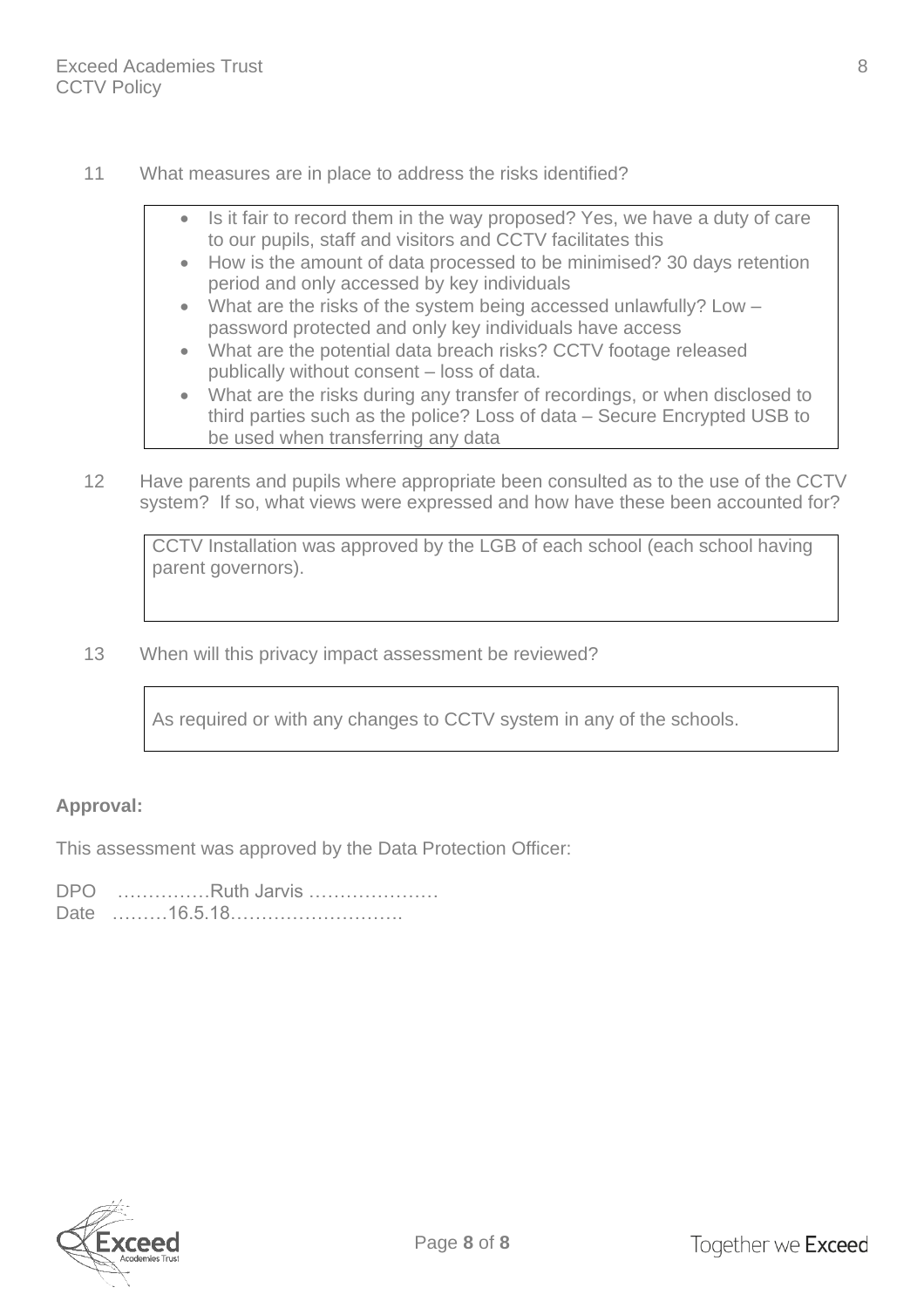11 What measures are in place to address the risks identified?

- Is it fair to record them in the way proposed? Yes, we have a duty of care to our pupils, staff and visitors and CCTV facilitates this
- How is the amount of data processed to be minimised? 30 days retention period and only accessed by key individuals
- What are the risks of the system being accessed unlawfully? Low – password protected and only key individuals have access
- What are the potential data breach risks? CCTV footage released publically without consent – loss of data.
- What are the risks during any transfer of recordings, or when disclosed to third parties such as the police? Loss of data – Secure Encrypted USB to be used when transferring any data

12 Have parents and pupils where appropriate been consulted as to the use of the CCTV system? If so, what views were expressed and how have these been accounted for?

CCTV Installation was approved by the LGB of each school (each school having parent governors).

13 When will this privacy impact assessment be reviewed?

As required or with any changes to CCTV system in any of the schools.

**Approval:**

This assessment was approved by the Data Protection Officer:

DPO ……………Ruth Jarvis …………………
Date ………16.5.18……………………….